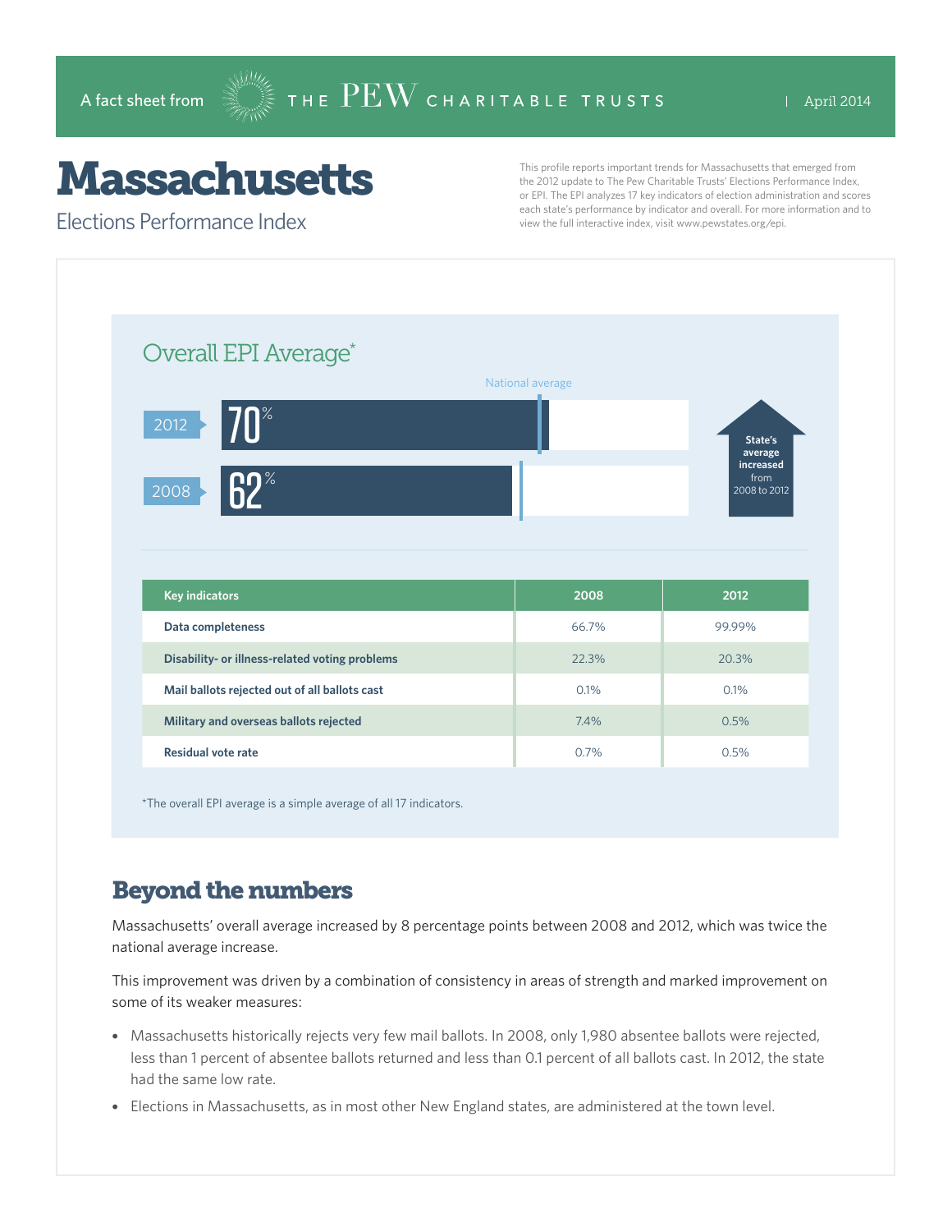A fact sheet from THE PEW CHARITABLE TRUSTS | April 2014

# Massachusetts

## Elections Performance Index

This profile reports important trends for Massachusetts that emerged from the 2012 update to The Pew Charitable Trusts' Elections Performance Index, or EPI. The EPI analyzes 17 key indicators of election administration and scores each state's performance by indicator and overall. For more information and to view the full interactive index, visit www.pewstates.org/epi.

### Overall EPI Average*

National average

2012: 70%

2008: 62%

State's average increased from 2008 to 2012

| Key indicators | 2008 | 2012 |
|---|---|---|
| Data completeness | 66.7% | 99.99% |
| Disability- or illness-related voting problems | 22.3% | 20.3% |
| Mail ballots rejected out of all ballots cast | 0.1% | 0.1% |
| Military and overseas ballots rejected | 7.4% | 0.5% |
| Residual vote rate | 0.7% | 0.5% |

*The overall EPI average is a simple average of all 17 indicators.

## Beyond the numbers

Massachusetts' overall average increased by 8 percentage points between 2008 and 2012, which was twice the national average increase.

This improvement was driven by a combination of consistency in areas of strength and marked improvement on some of its weaker measures:

- Massachusetts historically rejects very few mail ballots. In 2008, only 1,980 absentee ballots were rejected, less than 1 percent of absentee ballots returned and less than 0.1 percent of all ballots cast. In 2012, the state had the same low rate.
- Elections in Massachusetts, as in most other New England states, are administered at the town level.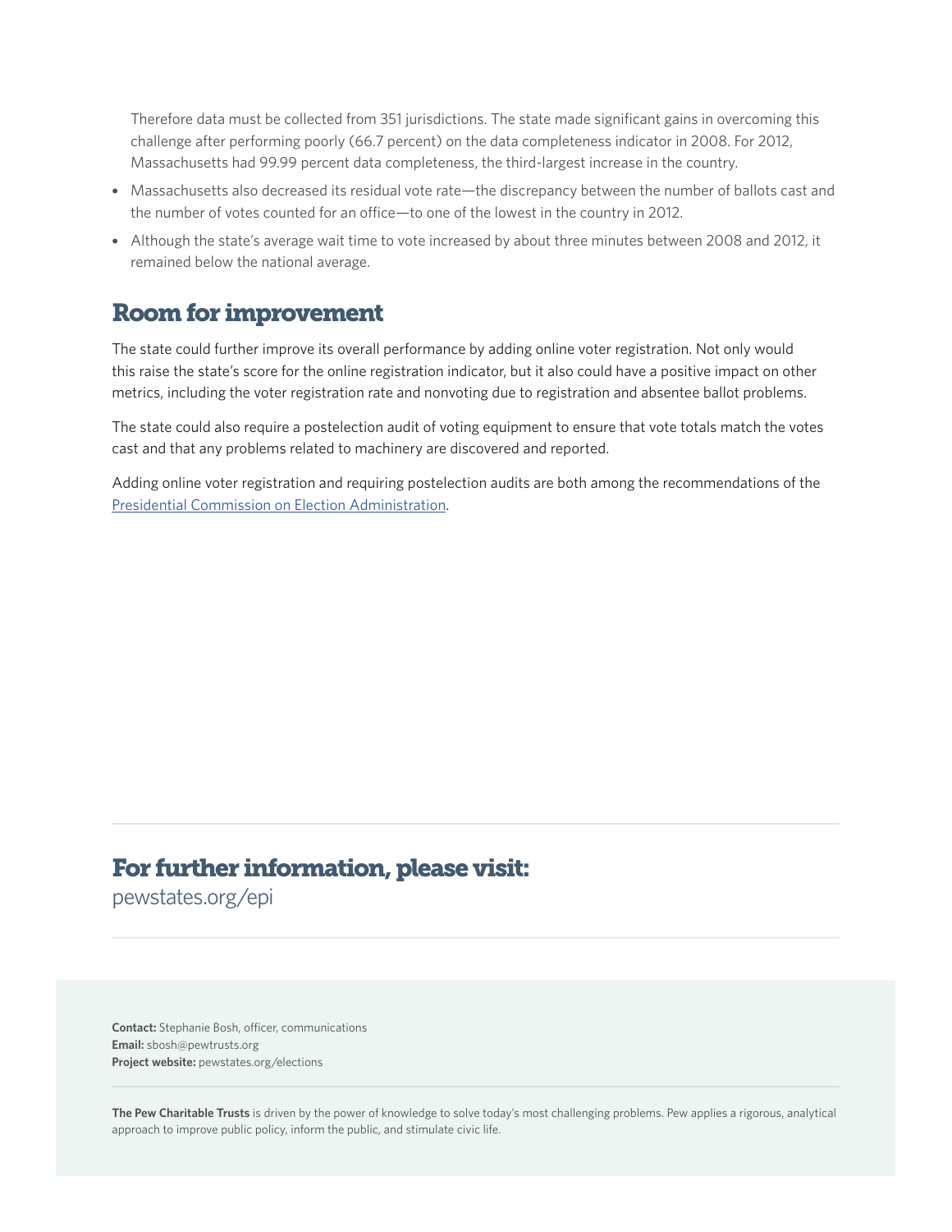Therefore data must be collected from 351 jurisdictions. The state made significant gains in overcoming this challenge after performing poorly (66.7 percent) on the data completeness indicator in 2008. For 2012, Massachusetts had 99.99 percent data completeness, the third-largest increase in the country.

- Massachusetts also decreased its residual vote rate—the discrepancy between the number of ballots cast and the number of votes counted for an office—to one of the lowest in the country in 2012.
- Although the state's average wait time to vote increased by about three minutes between 2008 and 2012, it remained below the national average.

## Room for improvement

The state could further improve its overall performance by adding online voter registration. Not only would this raise the state's score for the online registration indicator, but it also could have a positive impact on other metrics, including the voter registration rate and nonvoting due to registration and absentee ballot problems.

The state could also require a postelection audit of voting equipment to ensure that vote totals match the votes cast and that any problems related to machinery are discovered and reported.

Adding online voter registration and requiring postelection audits are both among the recommendations of the Presidential Commission on Election Administration.

## For further information, please visit:

pewstates.org/epi

**Contact:** Stephanie Bosh, officer, communications
**Email:** sbosh@pewtrusts.org
**Project website:** pewstates.org/elections

**The Pew Charitable Trusts** is driven by the power of knowledge to solve today's most challenging problems. Pew applies a rigorous, analytical approach to improve public policy, inform the public, and stimulate civic life.